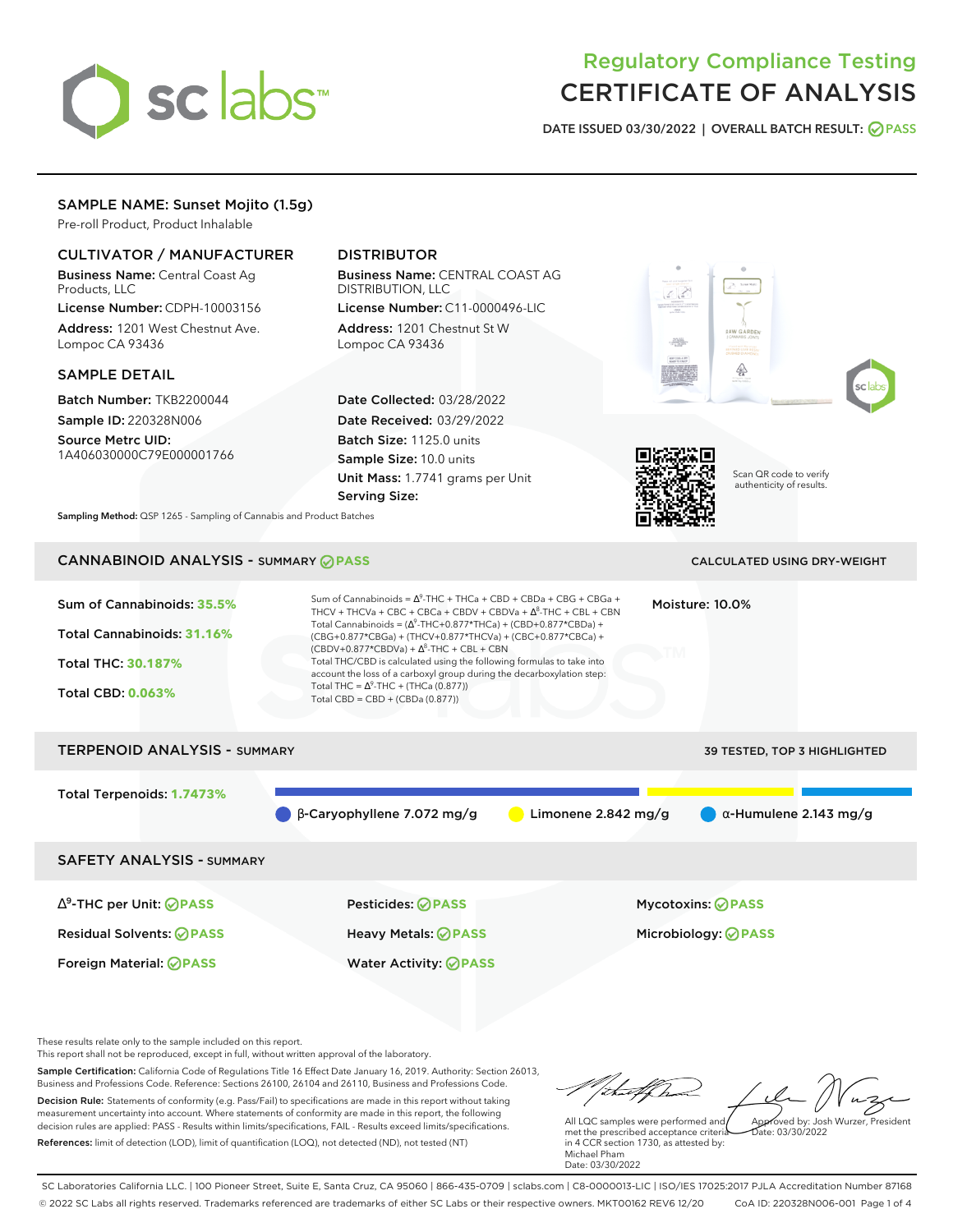# Regulatory Compliance Testing
# CERTIFICATE OF ANALYSIS

**DATE ISSUED 03/30/2022 | OVERALL BATCH RESULT: PASS**

## SAMPLE NAME: Sunset Mojito (1.5g)

Pre-roll Product, Product Inhalable

### CULTIVATOR / MANUFACTURER

**Business Name:** Central Coast Ag Products, LLC

**License Number:** CDPH-10003156

**Address:** 1201 West Chestnut Ave. Lompoc CA 93436

### DISTRIBUTOR

**Business Name:** CENTRAL COAST AG DISTRIBUTION, LLC

**License Number:** C11-0000496-LIC

**Address:** 1201 Chestnut St W Lompoc CA 93436

### SAMPLE DETAIL

**Batch Number:** TKB2200044

**Sample ID:** 220328N006

**Source Metrc UID:** 1A406030000C79E000001766

**Date Collected:** 03/28/2022

**Date Received:** 03/29/2022

**Batch Size:** 1125.0 units

**Sample Size:** 10.0 units

**Unit Mass:** 1.7741 grams per Unit

**Serving Size:**

Scan QR code to verify authenticity of results.

**Sampling Method:** QSP 1265 - Sampling of Cannabis and Product Batches

## CANNABINOID ANALYSIS - SUMMARY PASS

CALCULATED USING DRY-WEIGHT

**Sum of Cannabinoids: 35.5%**

**Total Cannabinoids: 31.16%**

**Total THC: 30.187%**

**Total CBD: 0.063%**

Sum of Cannabinoids = $\Delta^9$-THC + THCa + CBD + CBDa + CBG + CBGa + THCV + THCVa + CBC + CBCa + CBDV + CBDVa + $\Delta^8$-THC + CBL + CBN

Total Cannabinoids = ($\Delta^9$-THC+0.877*THCa) + (CBD+0.877*CBDa) + (CBG+0.877*CBGa) + (THCV+0.877*THCVa) + (CBC+0.877*CBCa) + (CBDV+0.877*CBDVa) + $\Delta^8$-THC + CBL + CBN

Total THC/CBD is calculated using the following formulas to take into account the loss of a carboxyl group during the decarboxylation step:

Total THC = $\Delta^9$-THC + (THCa (0.877))

Total CBD = CBD + (CBDa (0.877))

**Moisture:** 10.0%

## TERPENOID ANALYSIS - SUMMARY

39 TESTED, TOP 3 HIGHLIGHTED

**Total Terpenoids: 1.7473%**

- β-Caryophyllene 7.072 mg/g
- Limonene 2.842 mg/g
- α-Humulene 2.143 mg/g

## SAFETY ANALYSIS - SUMMARY

| | | |
|---|---|---|
| $\Delta^9$-THC per Unit: PASS | Pesticides: PASS | Mycotoxins: PASS |
| Residual Solvents: PASS | Heavy Metals: PASS | Microbiology: PASS |
| Foreign Material: PASS | Water Activity: PASS | |

These results relate only to the sample included on this report.

This report shall not be reproduced, except in full, without written approval of the laboratory.

**Sample Certification:** California Code of Regulations Title 16 Effect Date January 16, 2019. Authority: Section 26013, Business and Professions Code. Reference: Sections 26100, 26104 and 26110, Business and Professions Code.

**Decision Rule:** Statements of conformity (e.g. Pass/Fail) to specifications are made in this report without taking measurement uncertainty into account. Where statements of conformity are made in this report, the following decision rules are applied: PASS - Results within limits/specifications, FAIL - Results exceed limits/specifications.

**References:** limit of detection (LOD), limit of quantification (LOQ), not detected (ND), not tested (NT)

All LQC samples were performed and met the prescribed acceptance criteria in 4 CCR section 1730, as attested by: Michael Pham
Date: 03/30/2022

Approved by: Josh Wurzer, President
Date: 03/30/2022

SC Laboratories California LLC. | 100 Pioneer Street, Suite E, Santa Cruz, CA 95060 | 866-435-0709 | sclabs.com | C8-0000013-LIC | ISO/IES 17025:2017 PJLA Accreditation Number 87168

© 2022 SC Labs all rights reserved. Trademarks referenced are trademarks of either SC Labs or their respective owners. MKT00162 REV6 12/20 CoA ID: 220328N006-001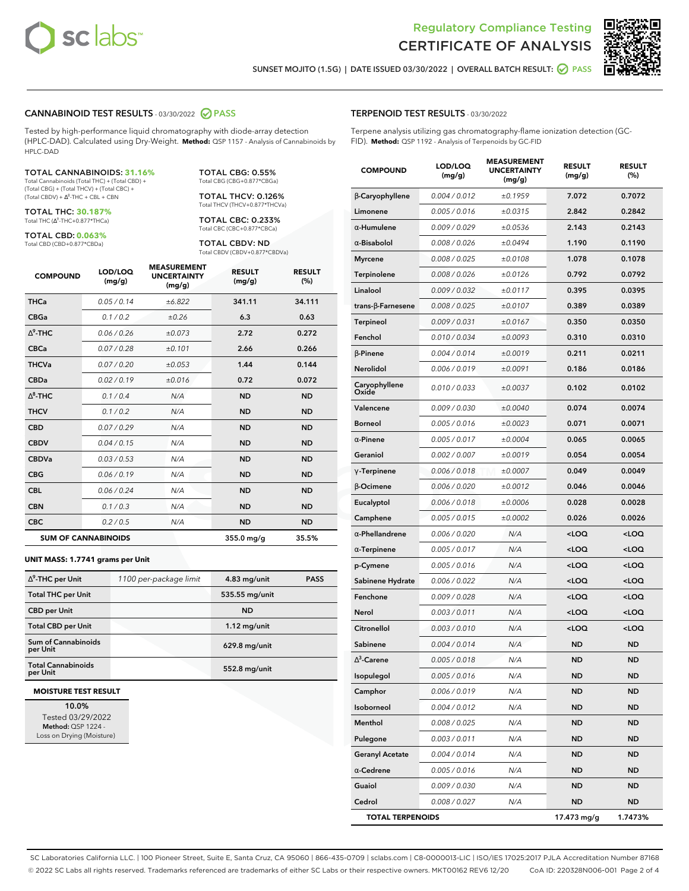Regulatory Compliance Testing
CERTIFICATE OF ANALYSIS

SUNSET MOJITO (1.5G) | DATE ISSUED 03/30/2022 | OVERALL BATCH RESULT: PASS

## CANNABINOID TEST RESULTS - 03/30/2022 PASS

Tested by high-performance liquid chromatography with diode-array detection (HPLC-DAD). Calculated using Dry-Weight. **Method:** QSP 1157 - Analysis of Cannabinoids by HPLC-DAD

**TOTAL CANNABINOIDS: 31.16%**
Total Cannabinoids (Total THC) + (Total CBD) + (Total CBG) + (Total THCV) + (Total CBC) + (Total CBDV) + Δ8-THC + CBL + CBN

**TOTAL THC: 30.187%**
Total THC (Δ9-THC+0.877*THCa)

**TOTAL CBD: 0.063%**
Total CBD (CBD+0.877*CBDa)

**TOTAL CBG: 0.55%**
Total CBG (CBG+0.877*CBGa)

**TOTAL THCV: 0.126%**
Total THCV (THCV+0.877*THCVa)

**TOTAL CBC: 0.233%**
Total CBC (CBC+0.877*CBCa)

**TOTAL CBDV: ND**
Total CBDV (CBDV+0.877*CBDVa)

| COMPOUND | LOD/LOQ (mg/g) | MEASUREMENT UNCERTAINTY (mg/g) | RESULT (mg/g) | RESULT (%) |
|---|---|---|---|---|
| THCa | 0.05 / 0.14 | ±6.822 | 341.11 | 34.111 |
| CBGa | 0.1 / 0.2 | ±0.26 | 6.3 | 0.63 |
| Δ9-THC | 0.06 / 0.26 | ±0.073 | 2.72 | 0.272 |
| CBCa | 0.07 / 0.28 | ±0.101 | 2.66 | 0.266 |
| THCVa | 0.07 / 0.20 | ±0.053 | 1.44 | 0.144 |
| CBDa | 0.02 / 0.19 | ±0.016 | 0.72 | 0.072 |
| Δ8-THC | 0.1 / 0.4 | N/A | ND | ND |
| THCV | 0.1 / 0.2 | N/A | ND | ND |
| CBD | 0.07 / 0.29 | N/A | ND | ND |
| CBDV | 0.04 / 0.15 | N/A | ND | ND |
| CBDVa | 0.03 / 0.53 | N/A | ND | ND |
| CBG | 0.06 / 0.19 | N/A | ND | ND |
| CBL | 0.06 / 0.24 | N/A | ND | ND |
| CBN | 0.1 / 0.3 | N/A | ND | ND |
| CBC | 0.2 / 0.5 | N/A | ND | ND |
| **SUM OF CANNABINOIDS** | | | **355.0 mg/g** | **35.5%** |

**UNIT MASS: 1.7741 grams per Unit**

| | | | |
|---|---|---|---|
| Δ9-THC per Unit | 1100 per-package limit | 4.83 mg/unit | PASS |
| Total THC per Unit | | 535.55 mg/unit | |
| CBD per Unit | | ND | |
| Total CBD per Unit | | 1.12 mg/unit | |
| Sum of Cannabinoids per Unit | | 629.8 mg/unit | |
| Total Cannabinoids per Unit | | 552.8 mg/unit | |

**MOISTURE TEST RESULT**

**10.0%**
Tested 03/29/2022
**Method:** QSP 1224 - Loss on Drying (Moisture)

## TERPENOID TEST RESULTS - 03/30/2022

Terpene analysis utilizing gas chromatography-flame ionization detection (GC-FID). **Method:** QSP 1192 - Analysis of Terpenoids by GC-FID

| COMPOUND | LOD/LOQ (mg/g) | MEASUREMENT UNCERTAINTY (mg/g) | RESULT (mg/g) | RESULT (%) |
|---|---|---|---|---|
| β-Caryophyllene | 0.004 / 0.012 | ±0.1959 | 7.072 | 0.7072 |
| Limonene | 0.005 / 0.016 | ±0.0315 | 2.842 | 0.2842 |
| α-Humulene | 0.009 / 0.029 | ±0.0536 | 2.143 | 0.2143 |
| α-Bisabolol | 0.008 / 0.026 | ±0.0494 | 1.190 | 0.1190 |
| Myrcene | 0.008 / 0.025 | ±0.0108 | 1.078 | 0.1078 |
| Terpinolene | 0.008 / 0.026 | ±0.0126 | 0.792 | 0.0792 |
| Linalool | 0.009 / 0.032 | ±0.0117 | 0.395 | 0.0395 |
| trans-β-Farnesene | 0.008 / 0.025 | ±0.0107 | 0.389 | 0.0389 |
| Terpineol | 0.009 / 0.031 | ±0.0167 | 0.350 | 0.0350 |
| Fenchol | 0.010 / 0.034 | ±0.0093 | 0.310 | 0.0310 |
| β-Pinene | 0.004 / 0.014 | ±0.0019 | 0.211 | 0.0211 |
| Nerolidol | 0.006 / 0.019 | ±0.0091 | 0.186 | 0.0186 |
| Caryophyllene Oxide | 0.010 / 0.033 | ±0.0037 | 0.102 | 0.0102 |
| Valencene | 0.009 / 0.030 | ±0.0040 | 0.074 | 0.0074 |
| Borneol | 0.005 / 0.016 | ±0.0023 | 0.071 | 0.0071 |
| α-Pinene | 0.005 / 0.017 | ±0.0004 | 0.065 | 0.0065 |
| Geraniol | 0.002 / 0.007 | ±0.0019 | 0.054 | 0.0054 |
| γ-Terpinene | 0.006 / 0.018 | ±0.0007 | 0.049 | 0.0049 |
| β-Ocimene | 0.006 / 0.020 | ±0.0012 | 0.046 | 0.0046 |
| Eucalyptol | 0.006 / 0.018 | ±0.0006 | 0.028 | 0.0028 |
| Camphene | 0.005 / 0.015 | ±0.0002 | 0.026 | 0.0026 |
| α-Phellandrene | 0.006 / 0.020 | N/A | <LOQ | <LOQ |
| α-Terpinene | 0.005 / 0.017 | N/A | <LOQ | <LOQ |
| p-Cymene | 0.005 / 0.016 | N/A | <LOQ | <LOQ |
| Sabinene Hydrate | 0.006 / 0.022 | N/A | <LOQ | <LOQ |
| Fenchone | 0.009 / 0.028 | N/A | <LOQ | <LOQ |
| Nerol | 0.003 / 0.011 | N/A | <LOQ | <LOQ |
| Citronellol | 0.003 / 0.010 | N/A | <LOQ | <LOQ |
| Sabinene | 0.004 / 0.014 | N/A | ND | ND |
| Δ3-Carene | 0.005 / 0.018 | N/A | ND | ND |
| Isopulegol | 0.005 / 0.016 | N/A | ND | ND |
| Camphor | 0.006 / 0.019 | N/A | ND | ND |
| Isoborneol | 0.004 / 0.012 | N/A | ND | ND |
| Menthol | 0.008 / 0.025 | N/A | ND | ND |
| Pulegone | 0.003 / 0.011 | N/A | ND | ND |
| Geranyl Acetate | 0.004 / 0.014 | N/A | ND | ND |
| α-Cedrene | 0.005 / 0.016 | N/A | ND | ND |
| Guaiol | 0.009 / 0.030 | N/A | ND | ND |
| Cedrol | 0.008 / 0.027 | N/A | ND | ND |
| **TOTAL TERPENOIDS** | | | **17.473 mg/g** | **1.7473%** |

SC Laboratories California LLC. | 100 Pioneer Street, Suite E, Santa Cruz, CA 95060 | 866-435-0709 | sclabs.com | C8-0000013-LIC | ISO/IES 17025:2017 PJLA Accreditation Number 87168
© 2022 SC Labs all rights reserved. Trademarks referenced are trademarks of either SC Labs or their respective owners. MKT00162 REV6 12/20 CoA ID: 220328N006-001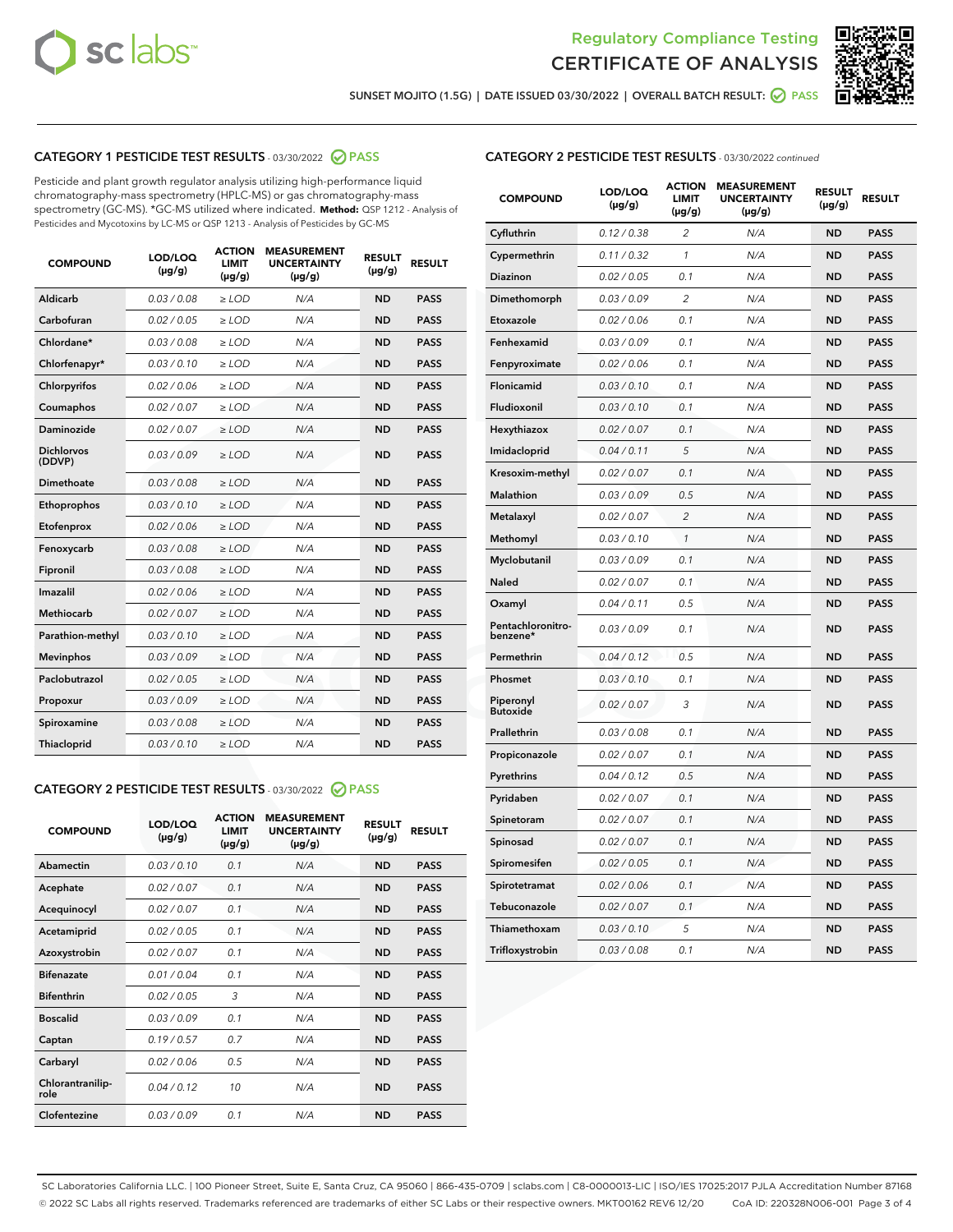Regulatory Compliance Testing
CERTIFICATE OF ANALYSIS

SUNSET MOJITO (1.5G) | DATE ISSUED 03/30/2022 | OVERALL BATCH RESULT: PASS

## CATEGORY 1 PESTICIDE TEST RESULTS - 03/30/2022 PASS

Pesticide and plant growth regulator analysis utilizing high-performance liquid chromatography-mass spectrometry (HPLC-MS) or gas chromatography-mass spectrometry (GC-MS). *GC-MS utilized where indicated. **Method:** QSP 1212 - Analysis of Pesticides and Mycotoxins by LC-MS or QSP 1213 - Analysis of Pesticides by GC-MS

| COMPOUND | LOD/LOQ (µg/g) | ACTION LIMIT (µg/g) | MEASUREMENT UNCERTAINTY (µg/g) | RESULT (µg/g) | RESULT |
|---|---|---|---|---|---|
| Aldicarb | 0.03 / 0.08 | ≥ LOD | N/A | ND | PASS |
| Carbofuran | 0.02 / 0.05 | ≥ LOD | N/A | ND | PASS |
| Chlordane* | 0.03 / 0.08 | ≥ LOD | N/A | ND | PASS |
| Chlorfenapyr* | 0.03 / 0.10 | ≥ LOD | N/A | ND | PASS |
| Chlorpyrifos | 0.02 / 0.06 | ≥ LOD | N/A | ND | PASS |
| Coumaphos | 0.02 / 0.07 | ≥ LOD | N/A | ND | PASS |
| Daminozide | 0.02 / 0.07 | ≥ LOD | N/A | ND | PASS |
| Dichlorvos (DDVP) | 0.03 / 0.09 | ≥ LOD | N/A | ND | PASS |
| Dimethoate | 0.03 / 0.08 | ≥ LOD | N/A | ND | PASS |
| Ethoprophos | 0.03 / 0.10 | ≥ LOD | N/A | ND | PASS |
| Etofenprox | 0.02 / 0.06 | ≥ LOD | N/A | ND | PASS |
| Fenoxycarb | 0.03 / 0.08 | ≥ LOD | N/A | ND | PASS |
| Fipronil | 0.03 / 0.08 | ≥ LOD | N/A | ND | PASS |
| Imazalil | 0.02 / 0.06 | ≥ LOD | N/A | ND | PASS |
| Methiocarb | 0.02 / 0.07 | ≥ LOD | N/A | ND | PASS |
| Parathion-methyl | 0.03 / 0.10 | ≥ LOD | N/A | ND | PASS |
| Mevinphos | 0.03 / 0.09 | ≥ LOD | N/A | ND | PASS |
| Paclobutrazol | 0.02 / 0.05 | ≥ LOD | N/A | ND | PASS |
| Propoxur | 0.03 / 0.09 | ≥ LOD | N/A | ND | PASS |
| Spiroxamine | 0.03 / 0.08 | ≥ LOD | N/A | ND | PASS |
| Thiacloprid | 0.03 / 0.10 | ≥ LOD | N/A | ND | PASS |

## CATEGORY 2 PESTICIDE TEST RESULTS - 03/30/2022 PASS

| COMPOUND | LOD/LOQ (µg/g) | ACTION LIMIT (µg/g) | MEASUREMENT UNCERTAINTY (µg/g) | RESULT (µg/g) | RESULT |
|---|---|---|---|---|---|
| Abamectin | 0.03 / 0.10 | 0.1 | N/A | ND | PASS |
| Acephate | 0.02 / 0.07 | 0.1 | N/A | ND | PASS |
| Acequinocyl | 0.02 / 0.07 | 0.1 | N/A | ND | PASS |
| Acetamiprid | 0.02 / 0.05 | 0.1 | N/A | ND | PASS |
| Azoxystrobin | 0.02 / 0.07 | 0.1 | N/A | ND | PASS |
| Bifenazate | 0.01 / 0.04 | 0.1 | N/A | ND | PASS |
| Bifenthrin | 0.02 / 0.05 | 3 | N/A | ND | PASS |
| Boscalid | 0.03 / 0.09 | 0.1 | N/A | ND | PASS |
| Captan | 0.19 / 0.57 | 0.7 | N/A | ND | PASS |
| Carbaryl | 0.02 / 0.06 | 0.5 | N/A | ND | PASS |
| Chlorantraniliprole | 0.04 / 0.12 | 10 | N/A | ND | PASS |
| Clofentezine | 0.03 / 0.09 | 0.1 | N/A | ND | PASS |
| Cyfluthrin | 0.12 / 0.38 | 2 | N/A | ND | PASS |
| Cypermethrin | 0.11 / 0.32 | 1 | N/A | ND | PASS |
| Diazinon | 0.02 / 0.05 | 0.1 | N/A | ND | PASS |
| Dimethomorph | 0.03 / 0.09 | 2 | N/A | ND | PASS |
| Etoxazole | 0.02 / 0.06 | 0.1 | N/A | ND | PASS |
| Fenhexamid | 0.03 / 0.09 | 0.1 | N/A | ND | PASS |
| Fenpyroximate | 0.02 / 0.06 | 0.1 | N/A | ND | PASS |
| Flonicamid | 0.03 / 0.10 | 0.1 | N/A | ND | PASS |
| Fludioxonil | 0.03 / 0.10 | 0.1 | N/A | ND | PASS |
| Hexythiazox | 0.02 / 0.07 | 0.1 | N/A | ND | PASS |
| Imidacloprid | 0.04 / 0.11 | 5 | N/A | ND | PASS |
| Kresoxim-methyl | 0.02 / 0.07 | 0.1 | N/A | ND | PASS |
| Malathion | 0.03 / 0.09 | 0.5 | N/A | ND | PASS |
| Metalaxyl | 0.02 / 0.07 | 2 | N/A | ND | PASS |
| Methomyl | 0.03 / 0.10 | 1 | N/A | ND | PASS |
| Myclobutanil | 0.03 / 0.09 | 0.1 | N/A | ND | PASS |
| Naled | 0.02 / 0.07 | 0.1 | N/A | ND | PASS |
| Oxamyl | 0.04 / 0.11 | 0.5 | N/A | ND | PASS |
| Pentachloronitrobenzene* | 0.03 / 0.09 | 0.1 | N/A | ND | PASS |
| Permethrin | 0.04 / 0.12 | 0.5 | N/A | ND | PASS |
| Phosmet | 0.03 / 0.10 | 0.1 | N/A | ND | PASS |
| Piperonyl Butoxide | 0.02 / 0.07 | 3 | N/A | ND | PASS |
| Prallethrin | 0.03 / 0.08 | 0.1 | N/A | ND | PASS |
| Propiconazole | 0.02 / 0.07 | 0.1 | N/A | ND | PASS |
| Pyrethrins | 0.04 / 0.12 | 0.5 | N/A | ND | PASS |
| Pyridaben | 0.02 / 0.07 | 0.1 | N/A | ND | PASS |
| Spinetoram | 0.02 / 0.07 | 0.1 | N/A | ND | PASS |
| Spinosad | 0.02 / 0.07 | 0.1 | N/A | ND | PASS |
| Spiromesifen | 0.02 / 0.05 | 0.1 | N/A | ND | PASS |
| Spirotetramat | 0.02 / 0.06 | 0.1 | N/A | ND | PASS |
| Tebuconazole | 0.02 / 0.07 | 0.1 | N/A | ND | PASS |
| Thiamethoxam | 0.03 / 0.10 | 5 | N/A | ND | PASS |
| Trifloxystrobin | 0.03 / 0.08 | 0.1 | N/A | ND | PASS |

SC Laboratories California LLC. | 100 Pioneer Street, Suite E, Santa Cruz, CA 95060 | 866-435-0709 | sclabs.com | C8-0000013-LIC | ISO/IES 17025:2017 PJLA Accreditation Number 87168
© 2022 SC Labs all rights reserved. Trademarks referenced are trademarks of either SC Labs or their respective owners. MKT00162 REV6 12/20 CoA ID: 220328N006-001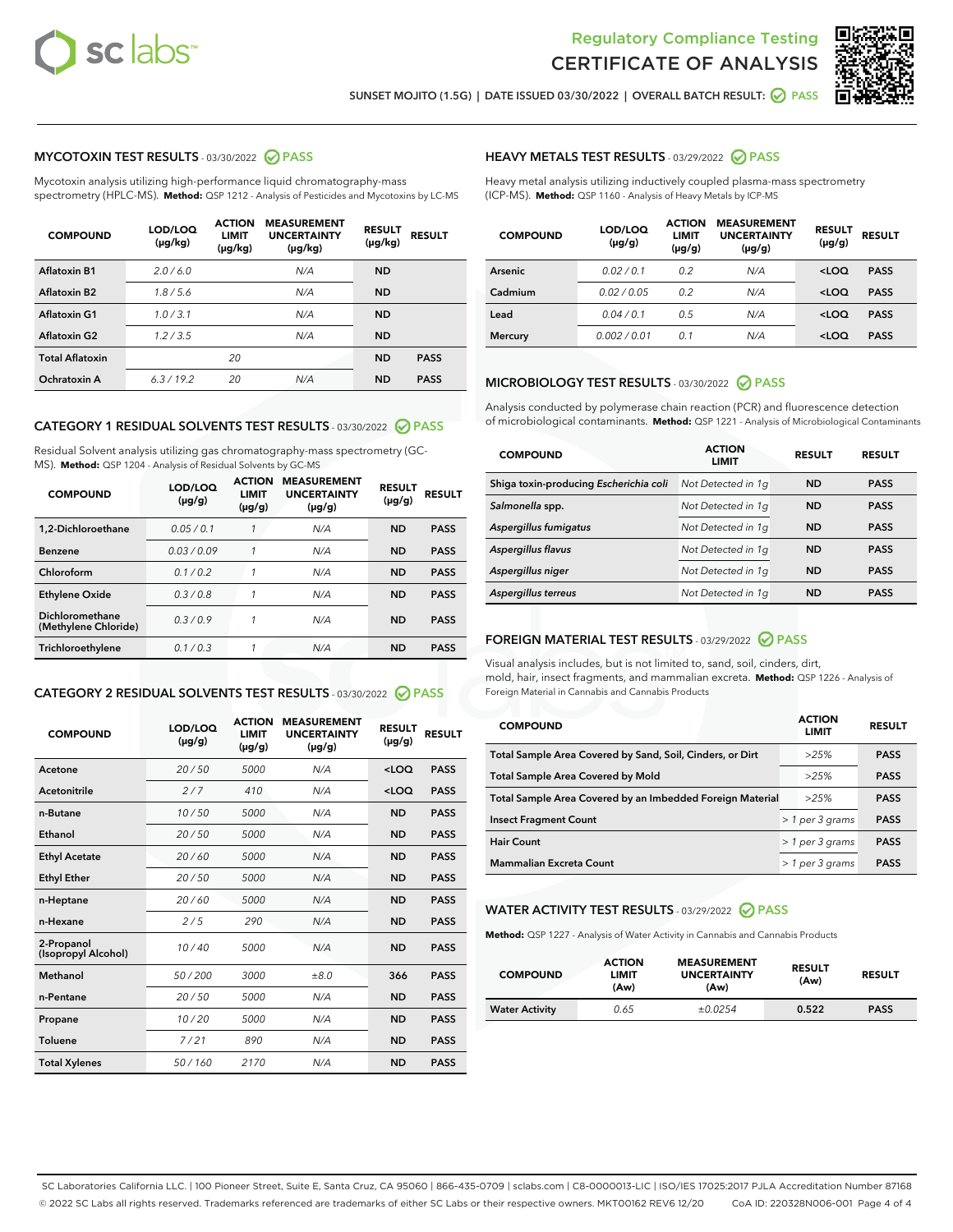Regulatory Compliance Testing

# CERTIFICATE OF ANALYSIS

SUNSET MOJITO (1.5G) | DATE ISSUED 03/30/2022 | OVERALL BATCH RESULT: PASS

## MYCOTOXIN TEST RESULTS - 03/30/2022 PASS

Mycotoxin analysis utilizing high-performance liquid chromatography-mass spectrometry (HPLC-MS). **Method:** QSP 1212 - Analysis of Pesticides and Mycotoxins by LC-MS

| COMPOUND | LOD/LOQ (µg/kg) | ACTION LIMIT (µg/kg) | MEASUREMENT UNCERTAINTY (µg/kg) | RESULT (µg/kg) | RESULT |
|---|---|---|---|---|---|
| Aflatoxin B1 | 2.0 / 6.0 | | N/A | ND | |
| Aflatoxin B2 | 1.8 / 5.6 | | N/A | ND | |
| Aflatoxin G1 | 1.0 / 3.1 | | N/A | ND | |
| Aflatoxin G2 | 1.2 / 3.5 | | N/A | ND | |
| Total Aflatoxin | | 20 | | ND | PASS |
| Ochratoxin A | 6.3 / 19.2 | 20 | N/A | ND | PASS |

## CATEGORY 1 RESIDUAL SOLVENTS TEST RESULTS - 03/30/2022 PASS

Residual Solvent analysis utilizing gas chromatography-mass spectrometry (GC-MS). **Method:** QSP 1204 - Analysis of Residual Solvents by GC-MS

| COMPOUND | LOD/LOQ (µg/g) | ACTION LIMIT (µg/g) | MEASUREMENT UNCERTAINTY (µg/g) | RESULT (µg/g) | RESULT |
|---|---|---|---|---|---|
| 1,2-Dichloroethane | 0.05 / 0.1 | 1 | N/A | ND | PASS |
| Benzene | 0.03 / 0.09 | 1 | N/A | ND | PASS |
| Chloroform | 0.1 / 0.2 | 1 | N/A | ND | PASS |
| Ethylene Oxide | 0.3 / 0.8 | 1 | N/A | ND | PASS |
| Dichloromethane (Methylene Chloride) | 0.3 / 0.9 | 1 | N/A | ND | PASS |
| Trichloroethylene | 0.1 / 0.3 | 1 | N/A | ND | PASS |

## CATEGORY 2 RESIDUAL SOLVENTS TEST RESULTS - 03/30/2022 PASS

| COMPOUND | LOD/LOQ (µg/g) | ACTION LIMIT (µg/g) | MEASUREMENT UNCERTAINTY (µg/g) | RESULT (µg/g) | RESULT |
|---|---|---|---|---|---|
| Acetone | 20 / 50 | 5000 | N/A | <LOQ | PASS |
| Acetonitrile | 2 / 7 | 410 | N/A | <LOQ | PASS |
| n-Butane | 10 / 50 | 5000 | N/A | ND | PASS |
| Ethanol | 20 / 50 | 5000 | N/A | ND | PASS |
| Ethyl Acetate | 20 / 60 | 5000 | N/A | ND | PASS |
| Ethyl Ether | 20 / 50 | 5000 | N/A | ND | PASS |
| n-Heptane | 20 / 60 | 5000 | N/A | ND | PASS |
| n-Hexane | 2 / 5 | 290 | N/A | ND | PASS |
| 2-Propanol (Isopropyl Alcohol) | 10 / 40 | 5000 | N/A | ND | PASS |
| Methanol | 50 / 200 | 3000 | ±8.0 | 366 | PASS |
| n-Pentane | 20 / 50 | 5000 | N/A | ND | PASS |
| Propane | 10 / 20 | 5000 | N/A | ND | PASS |
| Toluene | 7 / 21 | 890 | N/A | ND | PASS |
| Total Xylenes | 50 / 160 | 2170 | N/A | ND | PASS |

## HEAVY METALS TEST RESULTS - 03/29/2022 PASS

Heavy metal analysis utilizing inductively coupled plasma-mass spectrometry (ICP-MS). **Method:** QSP 1160 - Analysis of Heavy Metals by ICP-MS

| COMPOUND | LOD/LOQ (µg/g) | ACTION LIMIT (µg/g) | MEASUREMENT UNCERTAINTY (µg/g) | RESULT (µg/g) | RESULT |
|---|---|---|---|---|---|
| Arsenic | 0.02 / 0.1 | 0.2 | N/A | <LOQ | PASS |
| Cadmium | 0.02 / 0.05 | 0.2 | N/A | <LOQ | PASS |
| Lead | 0.04 / 0.1 | 0.5 | N/A | <LOQ | PASS |
| Mercury | 0.002 / 0.01 | 0.1 | N/A | <LOQ | PASS |

## MICROBIOLOGY TEST RESULTS - 03/30/2022 PASS

Analysis conducted by polymerase chain reaction (PCR) and fluorescence detection of microbiological contaminants. **Method:** QSP 1221 - Analysis of Microbiological Contaminants

| COMPOUND | ACTION LIMIT | RESULT | RESULT |
|---|---|---|---|
| Shiga toxin-producing *Escherichia coli* | Not Detected in 1g | ND | PASS |
| *Salmonella* spp. | Not Detected in 1g | ND | PASS |
| *Aspergillus fumigatus* | Not Detected in 1g | ND | PASS |
| *Aspergillus flavus* | Not Detected in 1g | ND | PASS |
| *Aspergillus niger* | Not Detected in 1g | ND | PASS |
| *Aspergillus terreus* | Not Detected in 1g | ND | PASS |

## FOREIGN MATERIAL TEST RESULTS - 03/29/2022 PASS

Visual analysis includes, but is not limited to, sand, soil, cinders, dirt, mold, hair, insect fragments, and mammalian excreta. **Method:** QSP 1226 - Analysis of Foreign Material in Cannabis and Cannabis Products

| COMPOUND | ACTION LIMIT | RESULT |
|---|---|---|
| Total Sample Area Covered by Sand, Soil, Cinders, or Dirt | >25% | PASS |
| Total Sample Area Covered by Mold | >25% | PASS |
| Total Sample Area Covered by an Imbedded Foreign Material | >25% | PASS |
| Insect Fragment Count | > 1 per 3 grams | PASS |
| Hair Count | > 1 per 3 grams | PASS |
| Mammalian Excreta Count | > 1 per 3 grams | PASS |

## WATER ACTIVITY TEST RESULTS - 03/29/2022 PASS

**Method:** QSP 1227 - Analysis of Water Activity in Cannabis and Cannabis Products

| COMPOUND | ACTION LIMIT (Aw) | MEASUREMENT UNCERTAINTY (Aw) | RESULT (Aw) | RESULT |
|---|---|---|---|---|
| Water Activity | 0.65 | ±0.0254 | 0.522 | PASS |

SC Laboratories California LLC. | 100 Pioneer Street, Suite E, Santa Cruz, CA 95060 | 866-435-0709 | sclabs.com | C8-0000013-LIC | ISO/IES 17025:2017 PJLA Accreditation Number 87168
© 2022 SC Labs all rights reserved. Trademarks referenced are trademarks of either SC Labs or their respective owners. MKT00162 REV6 12/20 CoA ID: 220328N006-001